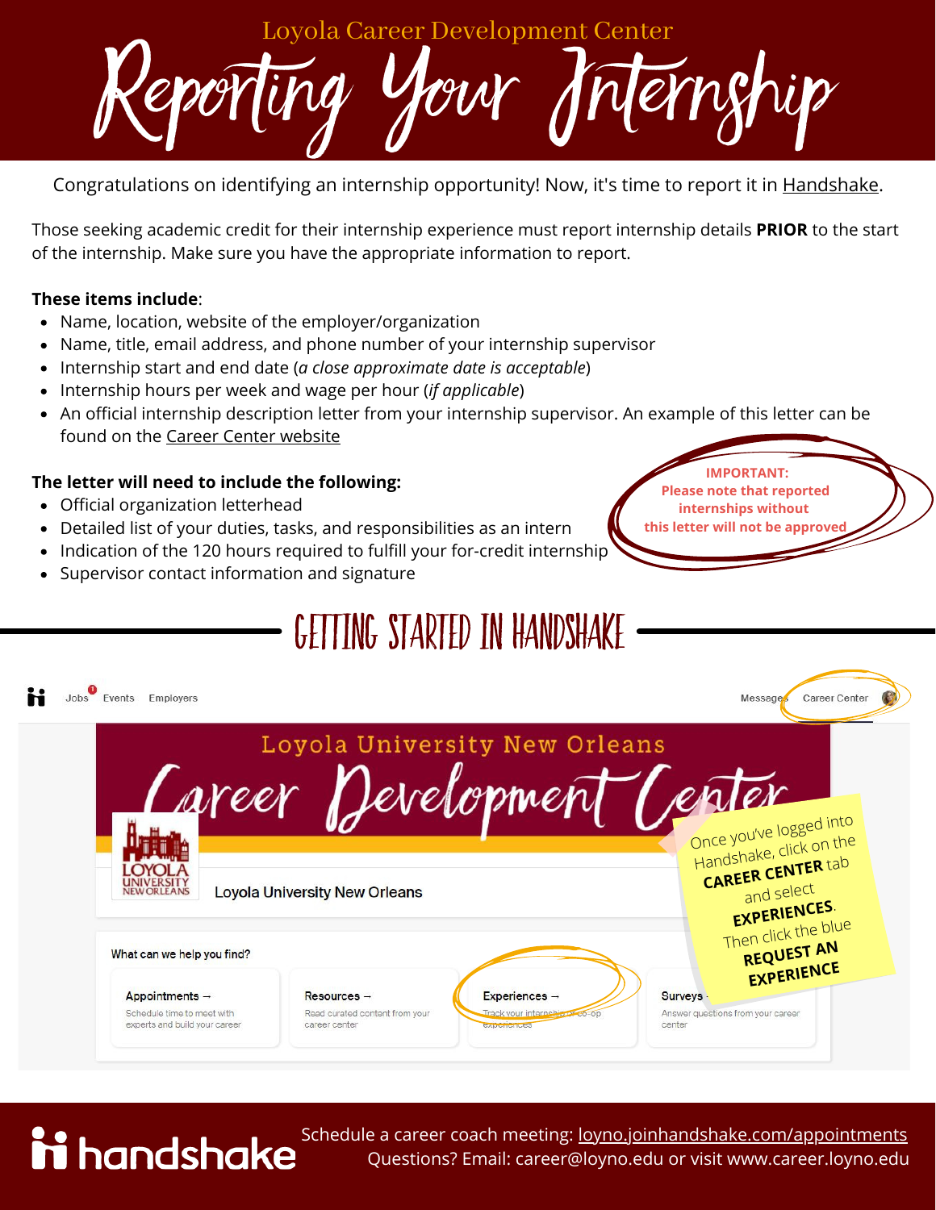Loyola Career Development Center

# Reporting Your Internship

Congratulations on identifying an internship opportunity! Now, it's time to report it in Handshake.

Those seeking academic credit for their internship experience must report internship details **PRIOR** to the start of the internship. Make sure you have the appropriate information to report.

**These items include**:

- Name, location, website of the employer/organization
- Name, title, email address, and phone number of your internship supervisor
- Internship start and end date (*a close approximate date is acceptable*)
- Internship hours per week and wage per hour (*if applicable*)
- An official internship description letter from your internship supervisor. An example of this letter can be found on the Career Center website

**The letter will need to include the following:**

- Official organization letterhead
- Detailed list of your duties, tasks, and responsibilities as an intern
- Indication of the 120 hours required to fulfill your for-credit internship
- Supervisor contact information and signature

**IMPORTANT: Please note that reported internships without this letter will not be approved**

## GETTING STARTED IN HANDSHAKE

Jobs Events Employers Messages Career Center

Loyola University New Orleans

Career Development Center

Loyola University New Orleans

What can we help you find?

Appointments → Schedule time to meet with experts and build your career

Resources → Read curated content from your career center

Experiences → Track your internship or co-op experiences

Surveys → Answer questions from your career center

Once you've logged into Handshake, click on the **CAREER CENTER** tab and select **EXPERIENCES**. Then click the blue **REQUEST AN EXPERIENCE**

handshake

Schedule a career coach meeting: loyno.joinhandshake.com/appointments

Questions? Email: career@loyno.edu or visit www.career.loyno.edu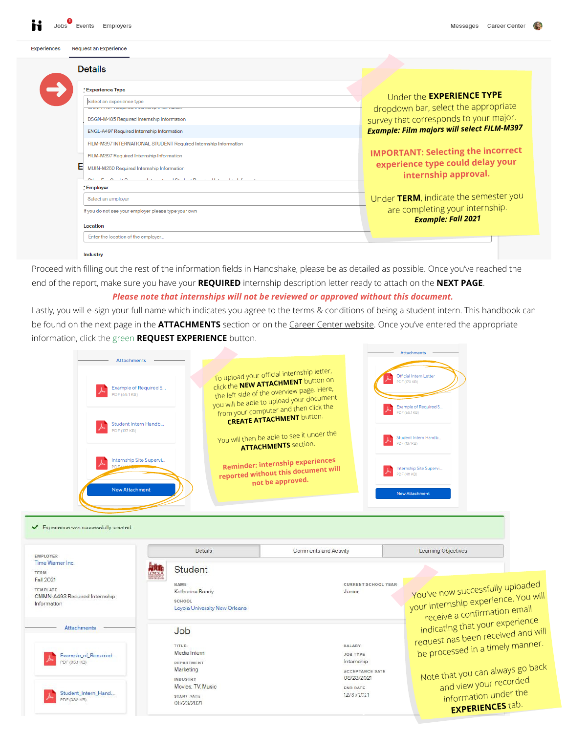Experiences | Request an Experience

## Details

*Experience Type

Select an experience type

DSGN-M485 Required Internship Information

ENGL-A497 Required Internship Information

FILM-M397 INTERNATIONAL STUDENT Required Internship Information

FILM-M397 Required Internship Information

MUIN-M260 Required Internship Information

*Employer

Select an employer

If you do not see your employer please type your own

Location

Enter the location of the employer..

Industry

Under the **EXPERIENCE TYPE** dropdown bar, select the appropriate survey that corresponds to your major. ***Example: Film majors will select FILM-M397***

**IMPORTANT: Selecting the incorrect experience type could delay your internship approval.**

Under **TERM**, indicate the semester you are completing your internship. ***Example: Fall 2021***

Proceed with filling out the rest of the information fields in Handshake, please be as detailed as possible. Once you've reached the end of the report, make sure you have your **REQUIRED** internship description letter ready to attach on the **NEXT PAGE**.

***Please note that internships will not be reviewed or approved without this document.***

Lastly, you will e-sign your full name which indicates you agree to the terms & conditions of being a student intern. This handbook can be found on the next page in the **ATTACHMENTS** section or on the Career Center website. Once you've entered the appropriate information, click the green **REQUEST EXPERIENCE** button.

Attachments

Example of Required S... PDF (65.1 KB)

Student Intern Handb... PDF (137 KB)

Internship Site Supervi...

New Attachment

To upload your official internship letter, click the **NEW ATTACHMENT** button on the left side of the overview page. Here, you will be able to upload your document from your computer and then click the **CREATE ATTACHMENT** button.

You will then be able to see it under the **ATTACHMENTS** section.

**Reminder: internship experiences reported without this document will not be approved.**

Attachments

Official Intern Letter PDF (170 KB)

Example of Required S... PDF (65.1 KB)

Student Intern Handb... PDF (137 KB)

Internship Site Supervi... PDF (411 KB)

New Attachment

Experience was successfully created.

EMPLOYER
Time Warner Inc.

TERM
Fall 2021

TEMPLATE
CMMN-A493 Required Internship Information

Attachments

Example_of_Required... PDF (65.1 KB)

Student_Intern_Hand... PDF (332 KB)

Details | Comments and Activity | Learning Objectives

### Student

NAME
Katherine Bandy

CURRENT SCHOOL YEAR
Junior

SCHOOL
Loyola University New Orleans

### Job

TITLE
Media Intern

DEPARTMENT
Marketing

INDUSTRY
Movies, TV, Music

START DATE
08/23/2021

SALARY

JOB TYPE
Internship

ACCEPTANCE DATE
08/23/2021

END DATE
12/31/2021

You've now successfully uploaded your internship experience. You will receive a confirmation email indicating that your experience request has been received and will be processed in a timely manner.

Note that you can always go back and view your recorded information under the **EXPERIENCES** tab.